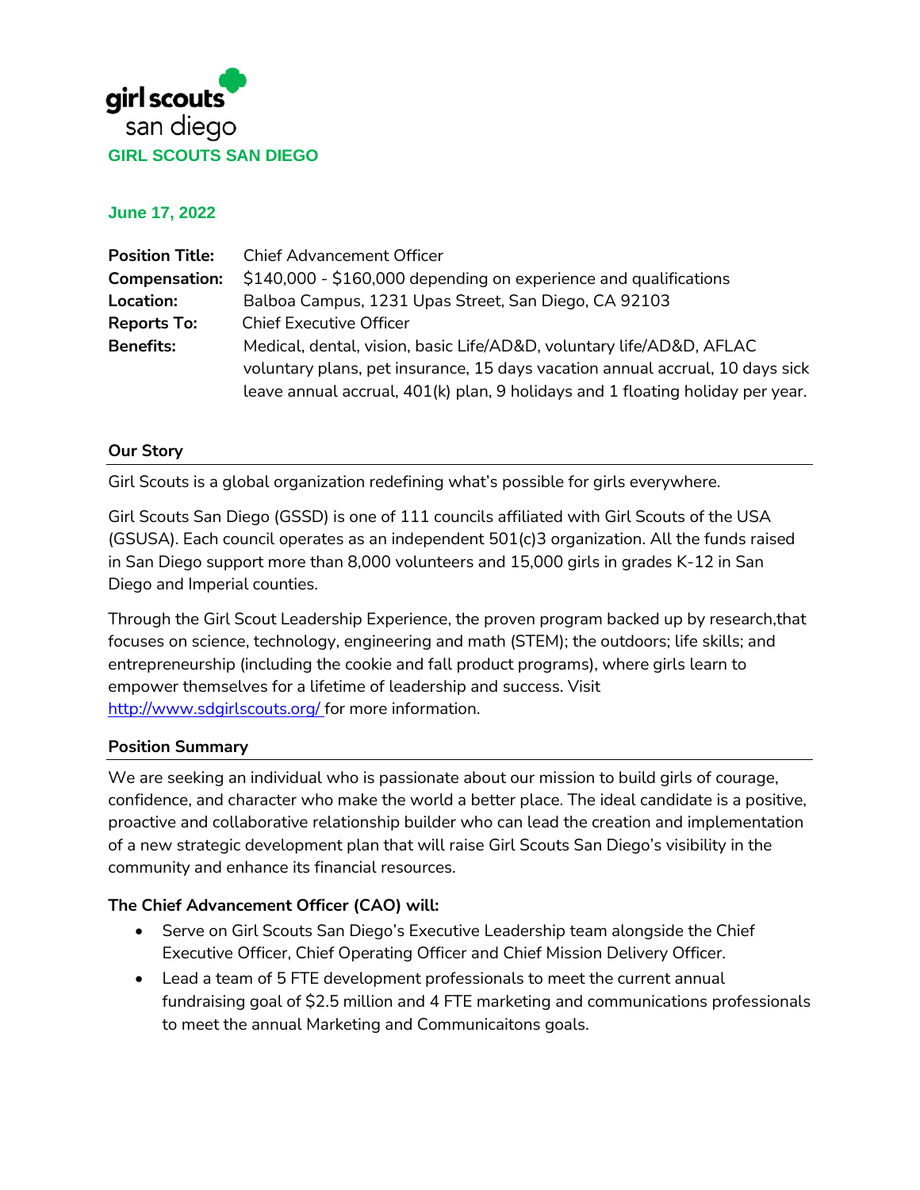girl scouts
san diego

**GIRL SCOUTS SAN DIEGO**

**June 17, 2022**

| | |
|---|---|
| **Position Title:** | Chief Advancement Officer |
| **Compensation:** | $140,000 - $160,000 depending on experience and qualifications |
| **Location:** | Balboa Campus, 1231 Upas Street, San Diego, CA 92103 |
| **Reports To:** | Chief Executive Officer |
| **Benefits:** | Medical, dental, vision, basic Life/AD&D, voluntary life/AD&D, AFLAC voluntary plans, pet insurance, 15 days vacation annual accrual, 10 days sick leave annual accrual, 401(k) plan, 9 holidays and 1 floating holiday per year. |

## Our Story

Girl Scouts is a global organization redefining what's possible for girls everywhere.

Girl Scouts San Diego (GSSD) is one of 111 councils affiliated with Girl Scouts of the USA (GSUSA). Each council operates as an independent 501(c)3 organization. All the funds raised in San Diego support more than 8,000 volunteers and 15,000 girls in grades K-12 in San Diego and Imperial counties.

Through the Girl Scout Leadership Experience, the proven program backed up by research,that focuses on science, technology, engineering and math (STEM); the outdoors; life skills; and entrepreneurship (including the cookie and fall product programs), where girls learn to empower themselves for a lifetime of leadership and success. Visit http://www.sdgirlscouts.org/ for more information.

## Position Summary

We are seeking an individual who is passionate about our mission to build girls of courage, confidence, and character who make the world a better place. The ideal candidate is a positive, proactive and collaborative relationship builder who can lead the creation and implementation of a new strategic development plan that will raise Girl Scouts San Diego's visibility in the community and enhance its financial resources.

**The Chief Advancement Officer (CAO) will:**

- Serve on Girl Scouts San Diego's Executive Leadership team alongside the Chief Executive Officer, Chief Operating Officer and Chief Mission Delivery Officer.
- Lead a team of 5 FTE development professionals to meet the current annual fundraising goal of $2.5 million and 4 FTE marketing and communications professionals to meet the annual Marketing and Communicaitons goals.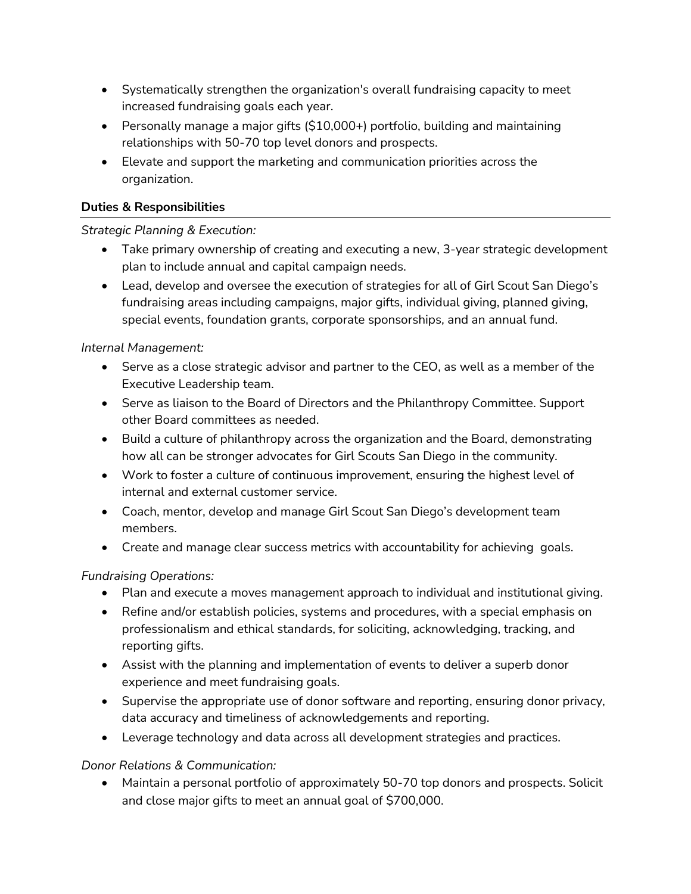- Systematically strengthen the organization's overall fundraising capacity to meet increased fundraising goals each year.
- Personally manage a major gifts ($10,000+) portfolio, building and maintaining relationships with 50-70 top level donors and prospects.
- Elevate and support the marketing and communication priorities across the organization.

**Duties & Responsibilities**

*Strategic Planning & Execution:*

- Take primary ownership of creating and executing a new, 3-year strategic development plan to include annual and capital campaign needs.
- Lead, develop and oversee the execution of strategies for all of Girl Scout San Diego's fundraising areas including campaigns, major gifts, individual giving, planned giving, special events, foundation grants, corporate sponsorships, and an annual fund.

*Internal Management:*

- Serve as a close strategic advisor and partner to the CEO, as well as a member of the Executive Leadership team.
- Serve as liaison to the Board of Directors and the Philanthropy Committee. Support other Board committees as needed.
- Build a culture of philanthropy across the organization and the Board, demonstrating how all can be stronger advocates for Girl Scouts San Diego in the community.
- Work to foster a culture of continuous improvement, ensuring the highest level of internal and external customer service.
- Coach, mentor, develop and manage Girl Scout San Diego's development team members.
- Create and manage clear success metrics with accountability for achieving goals.

*Fundraising Operations:*

- Plan and execute a moves management approach to individual and institutional giving.
- Refine and/or establish policies, systems and procedures, with a special emphasis on professionalism and ethical standards, for soliciting, acknowledging, tracking, and reporting gifts.
- Assist with the planning and implementation of events to deliver a superb donor experience and meet fundraising goals.
- Supervise the appropriate use of donor software and reporting, ensuring donor privacy, data accuracy and timeliness of acknowledgements and reporting.
- Leverage technology and data across all development strategies and practices.

*Donor Relations & Communication:*

- Maintain a personal portfolio of approximately 50-70 top donors and prospects. Solicit and close major gifts to meet an annual goal of $700,000.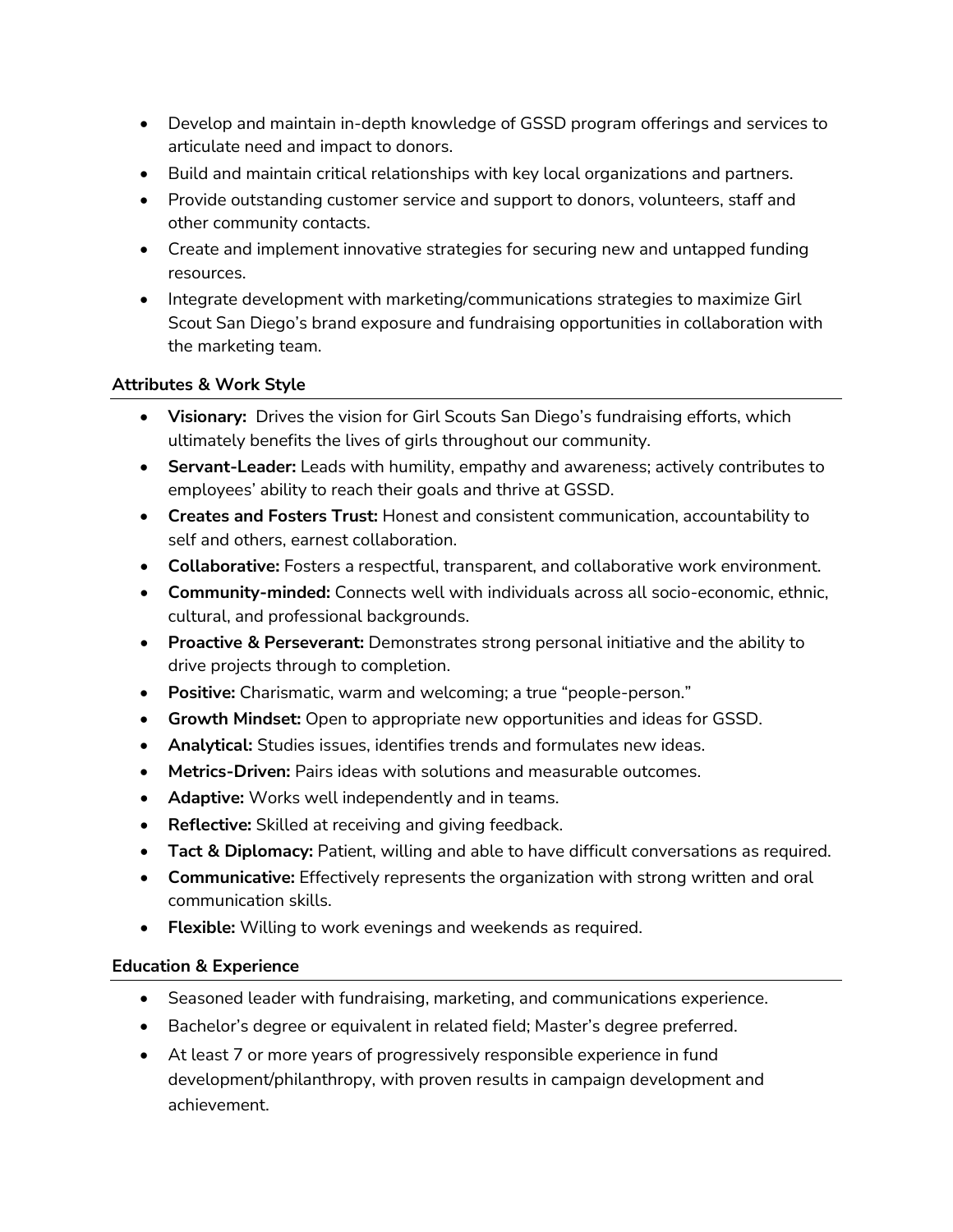- Develop and maintain in-depth knowledge of GSSD program offerings and services to articulate need and impact to donors.
- Build and maintain critical relationships with key local organizations and partners.
- Provide outstanding customer service and support to donors, volunteers, staff and other community contacts.
- Create and implement innovative strategies for securing new and untapped funding resources.
- Integrate development with marketing/communications strategies to maximize Girl Scout San Diego's brand exposure and fundraising opportunities in collaboration with the marketing team.

### Attributes & Work Style

- **Visionary:** Drives the vision for Girl Scouts San Diego's fundraising efforts, which ultimately benefits the lives of girls throughout our community.
- **Servant-Leader:** Leads with humility, empathy and awareness; actively contributes to employees' ability to reach their goals and thrive at GSSD.
- **Creates and Fosters Trust:** Honest and consistent communication, accountability to self and others, earnest collaboration.
- **Collaborative:** Fosters a respectful, transparent, and collaborative work environment.
- **Community-minded:** Connects well with individuals across all socio-economic, ethnic, cultural, and professional backgrounds.
- **Proactive & Perseverant:** Demonstrates strong personal initiative and the ability to drive projects through to completion.
- **Positive:** Charismatic, warm and welcoming; a true "people-person."
- **Growth Mindset:** Open to appropriate new opportunities and ideas for GSSD.
- **Analytical:** Studies issues, identifies trends and formulates new ideas.
- **Metrics-Driven:** Pairs ideas with solutions and measurable outcomes.
- **Adaptive:** Works well independently and in teams.
- **Reflective:** Skilled at receiving and giving feedback.
- **Tact & Diplomacy:** Patient, willing and able to have difficult conversations as required.
- **Communicative:** Effectively represents the organization with strong written and oral communication skills.
- **Flexible:** Willing to work evenings and weekends as required.

### Education & Experience

- Seasoned leader with fundraising, marketing, and communications experience.
- Bachelor's degree or equivalent in related field; Master's degree preferred.
- At least 7 or more years of progressively responsible experience in fund development/philanthropy, with proven results in campaign development and achievement.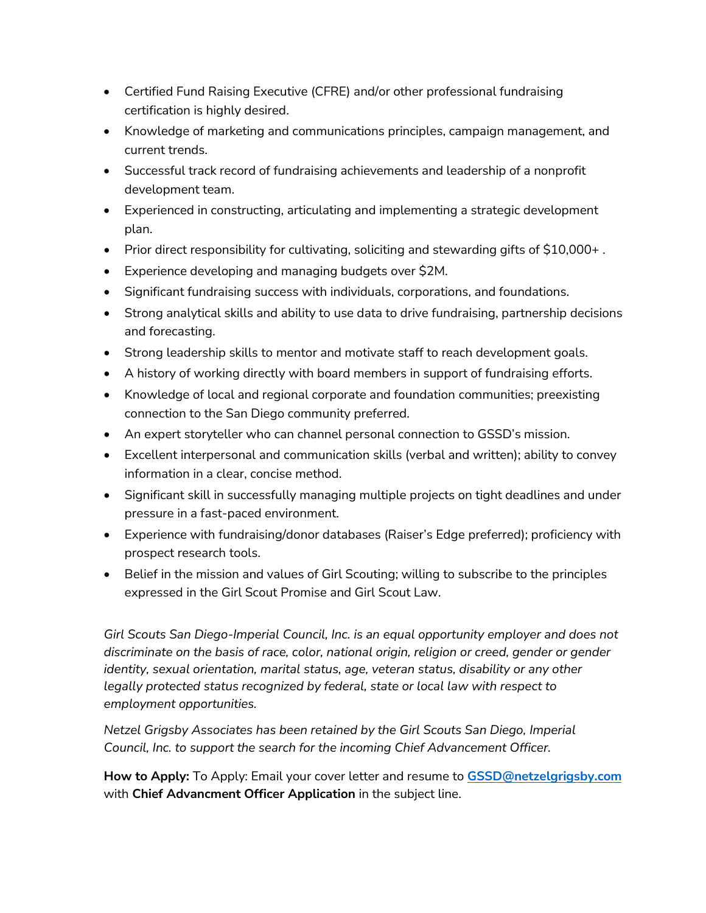- Certified Fund Raising Executive (CFRE) and/or other professional fundraising certification is highly desired.
- Knowledge of marketing and communications principles, campaign management, and current trends.
- Successful track record of fundraising achievements and leadership of a nonprofit development team.
- Experienced in constructing, articulating and implementing a strategic development plan.
- Prior direct responsibility for cultivating, soliciting and stewarding gifts of $10,000+ .
- Experience developing and managing budgets over $2M.
- Significant fundraising success with individuals, corporations, and foundations.
- Strong analytical skills and ability to use data to drive fundraising, partnership decisions and forecasting.
- Strong leadership skills to mentor and motivate staff to reach development goals.
- A history of working directly with board members in support of fundraising efforts.
- Knowledge of local and regional corporate and foundation communities; preexisting connection to the San Diego community preferred.
- An expert storyteller who can channel personal connection to GSSD's mission.
- Excellent interpersonal and communication skills (verbal and written); ability to convey information in a clear, concise method.
- Significant skill in successfully managing multiple projects on tight deadlines and under pressure in a fast-paced environment.
- Experience with fundraising/donor databases (Raiser's Edge preferred); proficiency with prospect research tools.
- Belief in the mission and values of Girl Scouting; willing to subscribe to the principles expressed in the Girl Scout Promise and Girl Scout Law.

*Girl Scouts San Diego-Imperial Council, Inc. is an equal opportunity employer and does not discriminate on the basis of race, color, national origin, religion or creed, gender or gender identity, sexual orientation, marital status, age, veteran status, disability or any other legally protected status recognized by federal, state or local law with respect to employment opportunities.*

*Netzel Grigsby Associates has been retained by the Girl Scouts San Diego, Imperial Council, Inc. to support the search for the incoming Chief Advancement Officer.*

**How to Apply:** To Apply: Email your cover letter and resume to **GSSD@netzelgrigsby.com** with **Chief Advancment Officer Application** in the subject line.